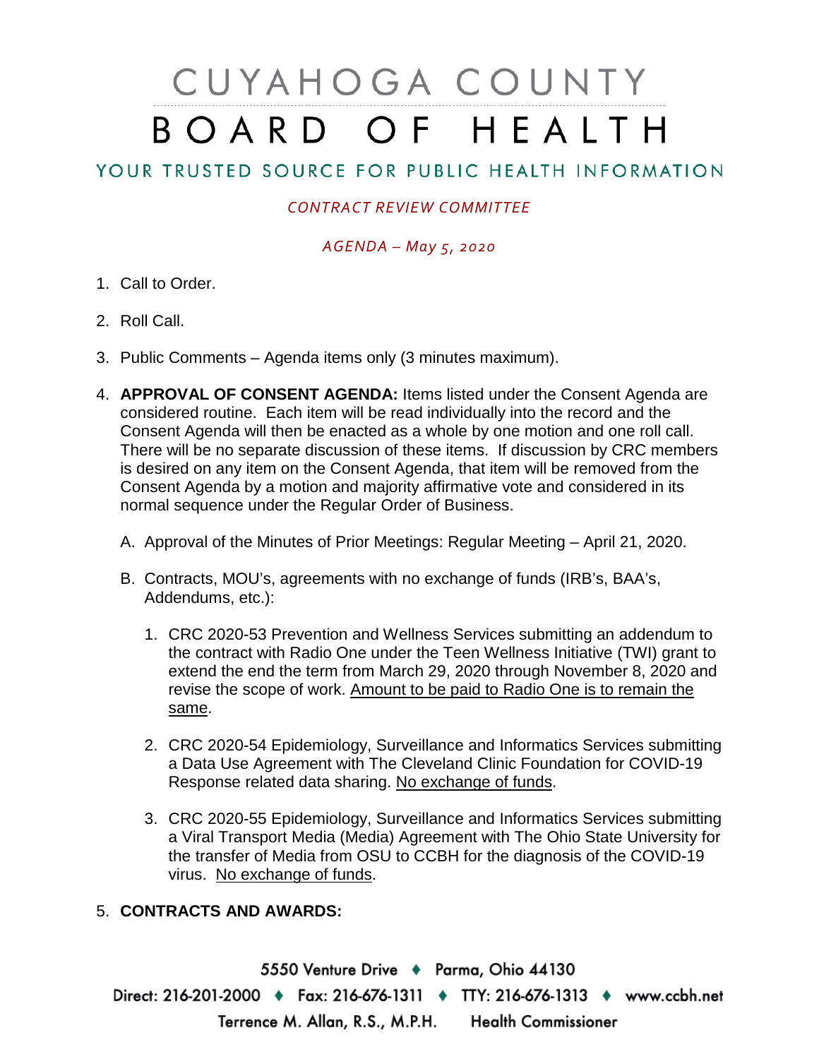# CUYAHOGA COUNTY BOARD OF HEALTH

## YOUR TRUSTED SOURCE FOR PUBLIC HEALTH INFORMATION

*CONTRACT REVIEW COMMITTEE*

*AGENDA – May 5, 2020*

1. Call to Order.

2. Roll Call.

3. Public Comments – Agenda items only (3 minutes maximum).

4. **APPROVAL OF CONSENT AGENDA:** Items listed under the Consent Agenda are considered routine. Each item will be read individually into the record and the Consent Agenda will then be enacted as a whole by one motion and one roll call. There will be no separate discussion of these items. If discussion by CRC members is desired on any item on the Consent Agenda, that item will be removed from the Consent Agenda by a motion and majority affirmative vote and considered in its normal sequence under the Regular Order of Business.

   A. Approval of the Minutes of Prior Meetings: Regular Meeting – April 21, 2020.

   B. Contracts, MOU's, agreements with no exchange of funds (IRB's, BAA's, Addendums, etc.):

      1. CRC 2020-53 Prevention and Wellness Services submitting an addendum to the contract with Radio One under the Teen Wellness Initiative (TWI) grant to extend the end the term from March 29, 2020 through November 8, 2020 and revise the scope of work. <u>Amount to be paid to Radio One is to remain the same</u>.

      2. CRC 2020-54 Epidemiology, Surveillance and Informatics Services submitting a Data Use Agreement with The Cleveland Clinic Foundation for COVID-19 Response related data sharing. <u>No exchange of funds</u>.

      3. CRC 2020-55 Epidemiology, Surveillance and Informatics Services submitting a Viral Transport Media (Media) Agreement with The Ohio State University for the transfer of Media from OSU to CCBH for the diagnosis of the COVID-19 virus. <u>No exchange of funds</u>.

5. **CONTRACTS AND AWARDS:**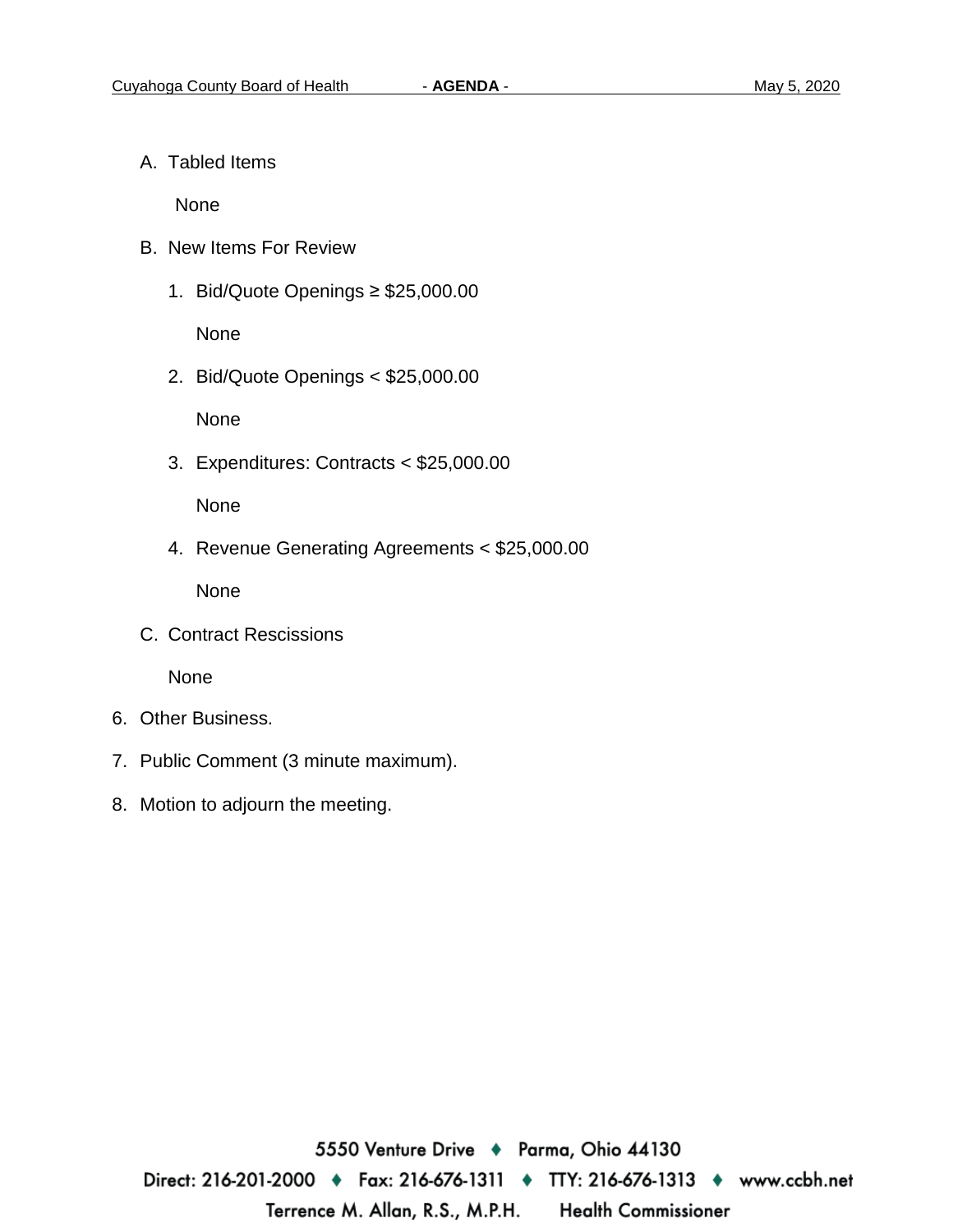A. Tabled Items

   None

B. New Items For Review

   1. Bid/Quote Openings ≥ $25,000.00

      None

   2. Bid/Quote Openings < $25,000.00

      None

   3. Expenditures: Contracts < $25,000.00

      None

   4. Revenue Generating Agreements < $25,000.00

      None

C. Contract Rescissions

   None

6. Other Business.
7. Public Comment (3 minute maximum).
8. Motion to adjourn the meeting.

5550 Venture Drive ♦ Parma, Ohio 44130

Direct: 216-201-2000 ♦ Fax: 216-676-1311 ♦ TTY: 216-676-1313 ♦ www.ccbh.net

Terrence M. Allan, R.S., M.P.H. Health Commissioner